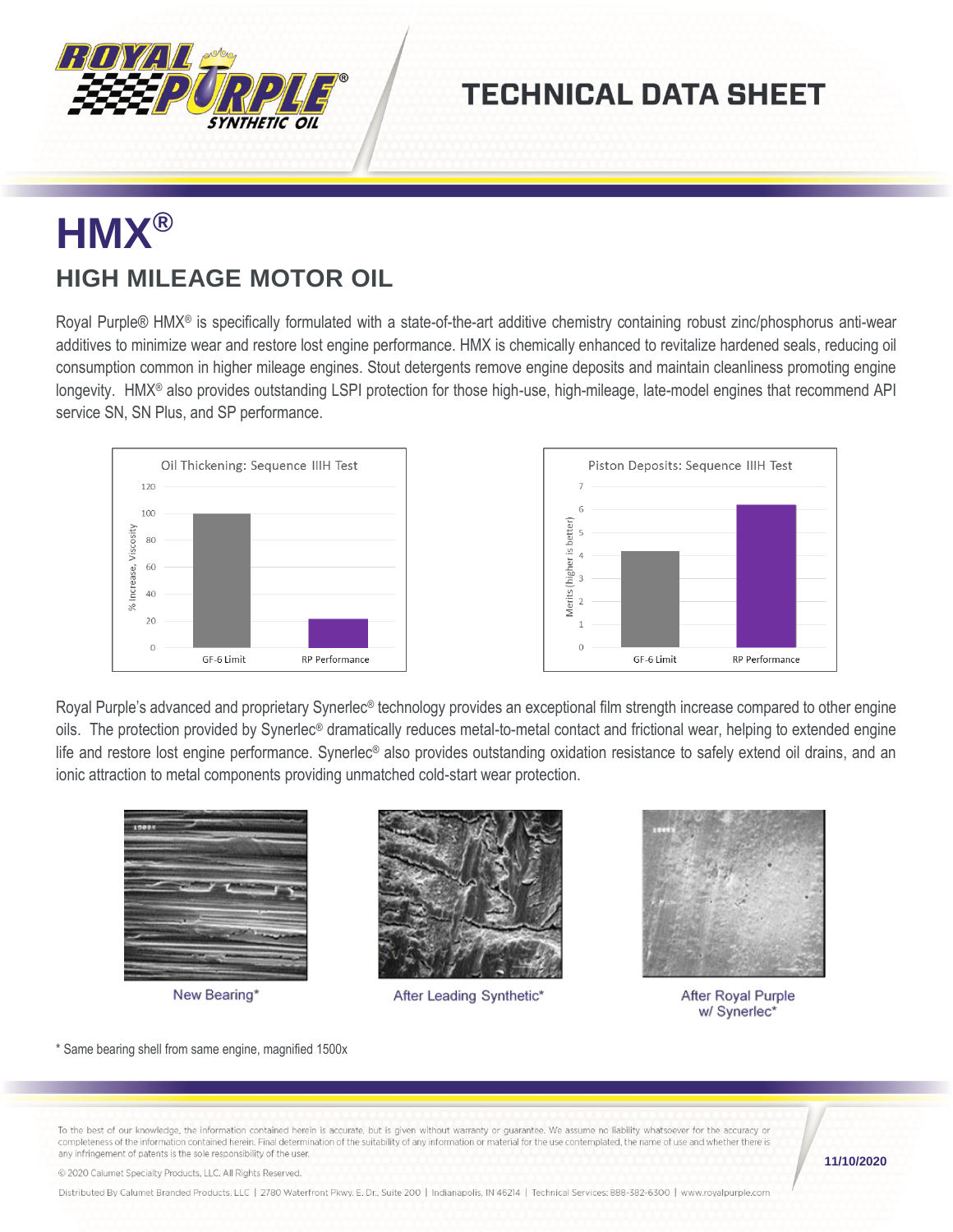# TECHNICAL DATA SHEET

# HMX®

## HIGH MILEAGE MOTOR OIL

Royal Purple® HMX® is specifically formulated with a state-of-the-art additive chemistry containing robust zinc/phosphorus anti-wear additives to minimize wear and restore lost engine performance. HMX is chemically enhanced to revitalize hardened seals, reducing oil consumption common in higher mileage engines. Stout detergents remove engine deposits and maintain cleanliness promoting engine longevity. HMX® also provides outstanding LSPI protection for those high-use, high-mileage, late-model engines that recommend API service SN, SN Plus, and SP performance.

Oil Thickening: Sequence IIIH Test

Piston Deposits: Sequence IIIH Test

Royal Purple's advanced and proprietary Synerlec® technology provides an exceptional film strength increase compared to other engine oils. The protection provided by Synerlec® dramatically reduces metal-to-metal contact and frictional wear, helping to extended engine life and restore lost engine performance. Synerlec® also provides outstanding oxidation resistance to safely extend oil drains, and an ionic attraction to metal components providing unmatched cold-start wear protection.

New Bearing*

After Leading Synthetic*

After Royal Purple w/ Synerlec*

* Same bearing shell from same engine, magnified 1500x

To the best of our knowledge, the information contained herein is accurate, but is given without warranty or guarantee. We assume no liability whatsoever for the accuracy or completeness of the information contained herein. Final determination of the suitability of any information or material for the use contemplated, the name of use and whether there is any infringement of patents is the sole responsibility of the user.

© 2020 Calumet Specialty Products, LLC. All Rights Reserved.

11/10/2020

Distributed By Calumet Branded Products, LLC | 2780 Waterfront Pkwy. E. Dr., Suite 200 | Indianapolis, IN 46214 | Technical Services: 888-382-6300 | www.royalpurple.com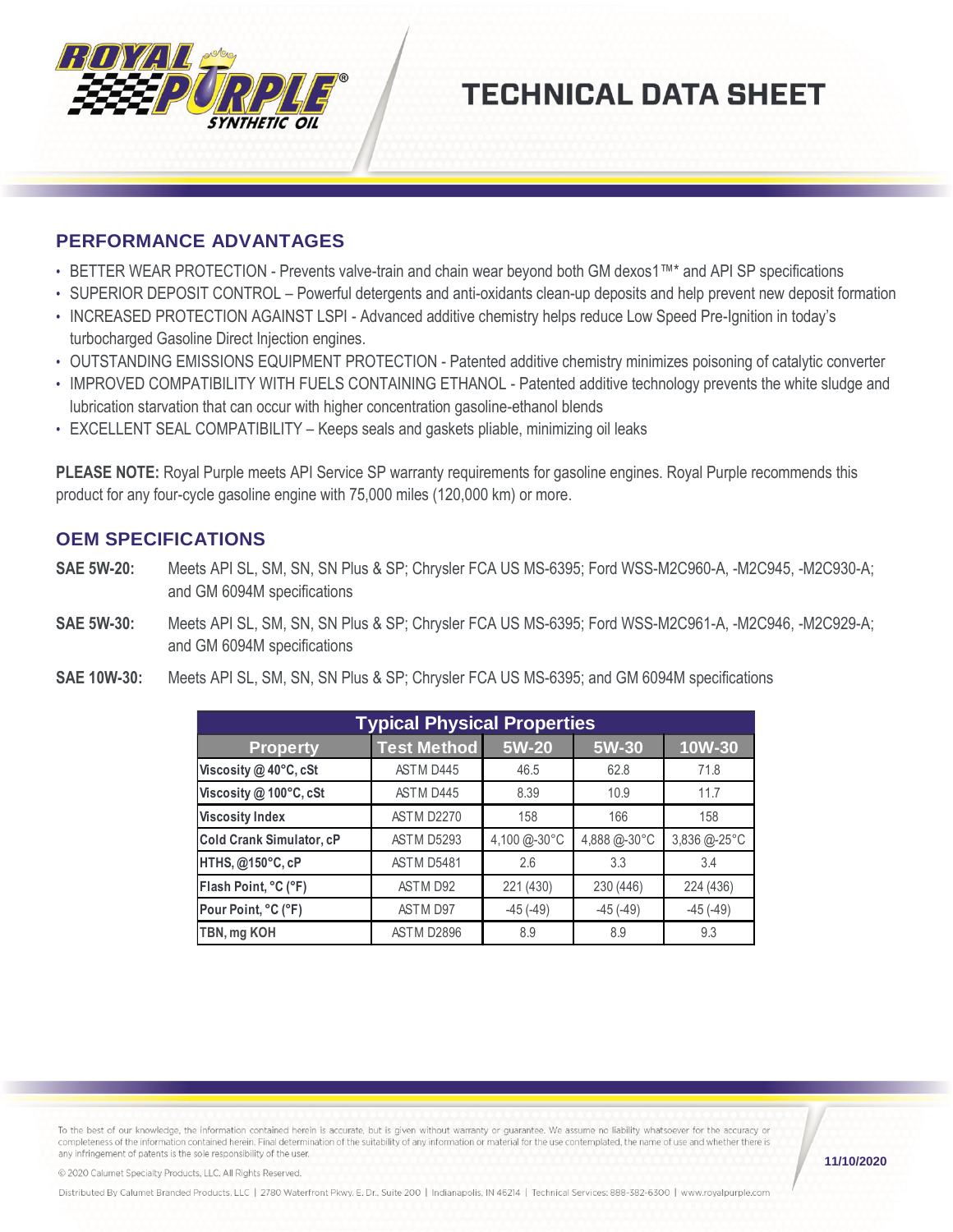# TECHNICAL DATA SHEET

## PERFORMANCE ADVANTAGES

- BETTER WEAR PROTECTION - Prevents valve-train and chain wear beyond both GM dexos1™* and API SP specifications
- SUPERIOR DEPOSIT CONTROL – Powerful detergents and anti-oxidants clean-up deposits and help prevent new deposit formation
- INCREASED PROTECTION AGAINST LSPI - Advanced additive chemistry helps reduce Low Speed Pre-Ignition in today's turbocharged Gasoline Direct Injection engines.
- OUTSTANDING EMISSIONS EQUIPMENT PROTECTION - Patented additive chemistry minimizes poisoning of catalytic converter
- IMPROVED COMPATIBILITY WITH FUELS CONTAINING ETHANOL - Patented additive technology prevents the white sludge and lubrication starvation that can occur with higher concentration gasoline-ethanol blends
- EXCELLENT SEAL COMPATIBILITY – Keeps seals and gaskets pliable, minimizing oil leaks

**PLEASE NOTE:** Royal Purple meets API Service SP warranty requirements for gasoline engines. Royal Purple recommends this product for any four-cycle gasoline engine with 75,000 miles (120,000 km) or more.

## OEM SPECIFICATIONS

**SAE 5W-20:** Meets API SL, SM, SN, SN Plus & SP; Chrysler FCA US MS-6395; Ford WSS-M2C960-A, -M2C945, -M2C930-A; and GM 6094M specifications

**SAE 5W-30:** Meets API SL, SM, SN, SN Plus & SP; Chrysler FCA US MS-6395; Ford WSS-M2C961-A, -M2C946, -M2C929-A; and GM 6094M specifications

**SAE 10W-30:** Meets API SL, SM, SN, SN Plus & SP; Chrysler FCA US MS-6395; and GM 6094M specifications

| Typical Physical Properties | | | | |
|---|---|---|---|---|
| **Property** | **Test Method** | **5W-20** | **5W-30** | **10W-30** |
| Viscosity @ 40°C, cSt | ASTM D445 | 46.5 | 62.8 | 71.8 |
| Viscosity @ 100°C, cSt | ASTM D445 | 8.39 | 10.9 | 11.7 |
| Viscosity Index | ASTM D2270 | 158 | 166 | 158 |
| Cold Crank Simulator, cP | ASTM D5293 | 4,100 @-30°C | 4,888 @-30°C | 3,836 @-25°C |
| HTHS, @150°C, cP | ASTM D5481 | 2.6 | 3.3 | 3.4 |
| Flash Point, °C (°F) | ASTM D92 | 221 (430) | 230 (446) | 224 (436) |
| Pour Point, °C (°F) | ASTM D97 | -45 (-49) | -45 (-49) | -45 (-49) |
| TBN, mg KOH | ASTM D2896 | 8.9 | 8.9 | 9.3 |

To the best of our knowledge, the information contained herein is accurate, but is given without warranty or guarantee. We assume no liability whatsoever for the accuracy or completeness of the information contained herein. Final determination of the suitability of any information or material for the use contemplated, the name of use and whether there is any infringement of patents is the sole responsibility of the user.

© 2020 Calumet Specialty Products, LLC. All Rights Reserved.

Distributed By Calumet Branded Products, LLC | 2780 Waterfront Pkwy. E. Dr., Suite 200 | Indianapolis, IN 46214 | Technical Services: 888-382-6300 | www.royalpurple.com

11/10/2020